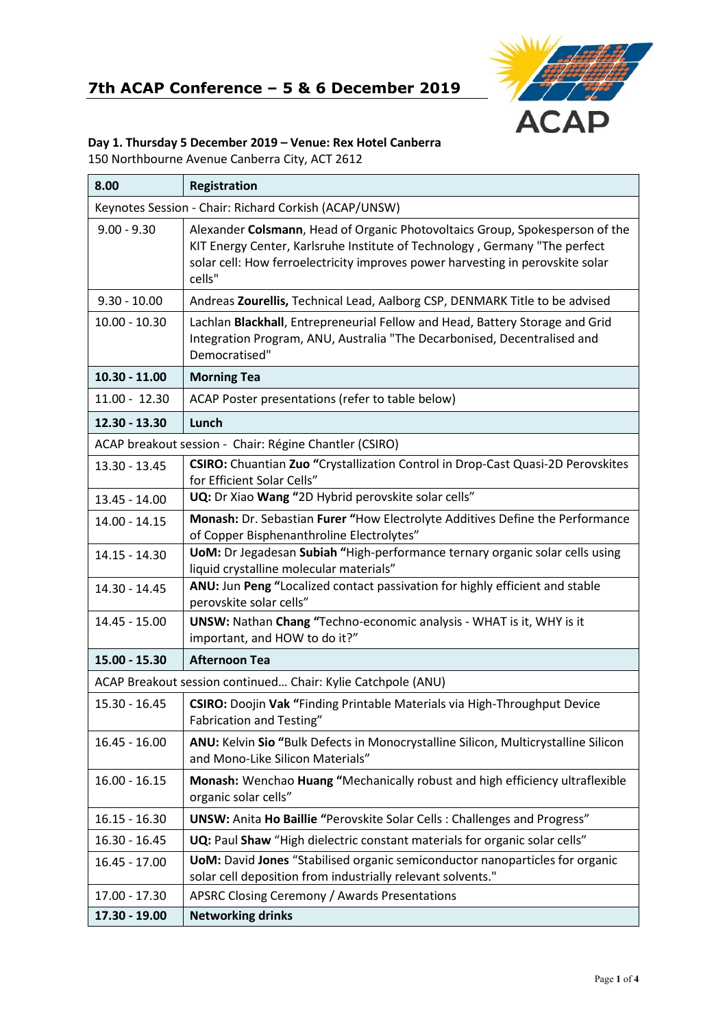# 7th ACAP Conference – 5 & 6 December 2019

ACAP

**Day 1. Thursday 5 December 2019 – Venue: Rex Hotel Canberra**
150 Northbourne Avenue Canberra City, ACT 2612

| **8.00** | **Registration** |
|---|---|
| Keynotes Session - Chair: Richard Corkish (ACAP/UNSW) | |
| 9.00 - 9.30 | Alexander **Colsmann**, Head of Organic Photovoltaics Group, Spokesperson of the KIT Energy Center, Karlsruhe Institute of Technology , Germany "The perfect solar cell: How ferroelectricity improves power harvesting in perovskite solar cells" |
| 9.30 - 10.00 | Andreas **Zourellis,** Technical Lead, Aalborg CSP, DENMARK Title to be advised |
| 10.00 - 10.30 | Lachlan **Blackhall**, Entrepreneurial Fellow and Head, Battery Storage and Grid Integration Program, ANU, Australia "The Decarbonised, Decentralised and Democratised" |
| **10.30 - 11.00** | **Morning Tea** |
| 11.00 - 12.30 | ACAP Poster presentations (refer to table below) |
| **12.30 - 13.30** | **Lunch** |
| ACAP breakout session - Chair: Régine Chantler (CSIRO) | |
| 13.30 - 13.45 | **CSIRO:** Chuantian **Zuo "**Crystallization Control in Drop-Cast Quasi-2D Perovskites for Efficient Solar Cells" |
| 13.45 - 14.00 | **UQ:** Dr Xiao **Wang "**2D Hybrid perovskite solar cells" |
| 14.00 - 14.15 | **Monash:** Dr. Sebastian **Furer "**How Electrolyte Additives Define the Performance of Copper Bisphenanthroline Electrolytes" |
| 14.15 - 14.30 | **UoM:** Dr Jegadesan **Subiah "**High-performance ternary organic solar cells using liquid crystalline molecular materials" |
| 14.30 - 14.45 | **ANU:** Jun **Peng "**Localized contact passivation for highly efficient and stable perovskite solar cells" |
| 14.45 - 15.00 | **UNSW:** Nathan **Chang "**Techno-economic analysis - WHAT is it, WHY is it important, and HOW to do it?" |
| **15.00 - 15.30** | **Afternoon Tea** |
| ACAP Breakout session continued… Chair: Kylie Catchpole (ANU) | |
| 15.30 - 16.45 | **CSIRO:** Doojin **Vak "**Finding Printable Materials via High-Throughput Device Fabrication and Testing" |
| 16.45 - 16.00 | **ANU:** Kelvin **Sio "**Bulk Defects in Monocrystalline Silicon, Multicrystalline Silicon and Mono-Like Silicon Materials" |
| 16.00 - 16.15 | **Monash:** Wenchao **Huang "**Mechanically robust and high efficiency ultraflexible organic solar cells" |
| 16.15 - 16.30 | **UNSW:** Anita **Ho Baillie "**Perovskite Solar Cells : Challenges and Progress" |
| 16.30 - 16.45 | **UQ:** Paul **Shaw** "High dielectric constant materials for organic solar cells" |
| 16.45 - 17.00 | **UoM:** David **Jones** "Stabilised organic semiconductor nanoparticles for organic solar cell deposition from industrially relevant solvents." |
| 17.00 - 17.30 | APSRC Closing Ceremony / Awards Presentations |
| **17.30 - 19.00** | **Networking drinks** |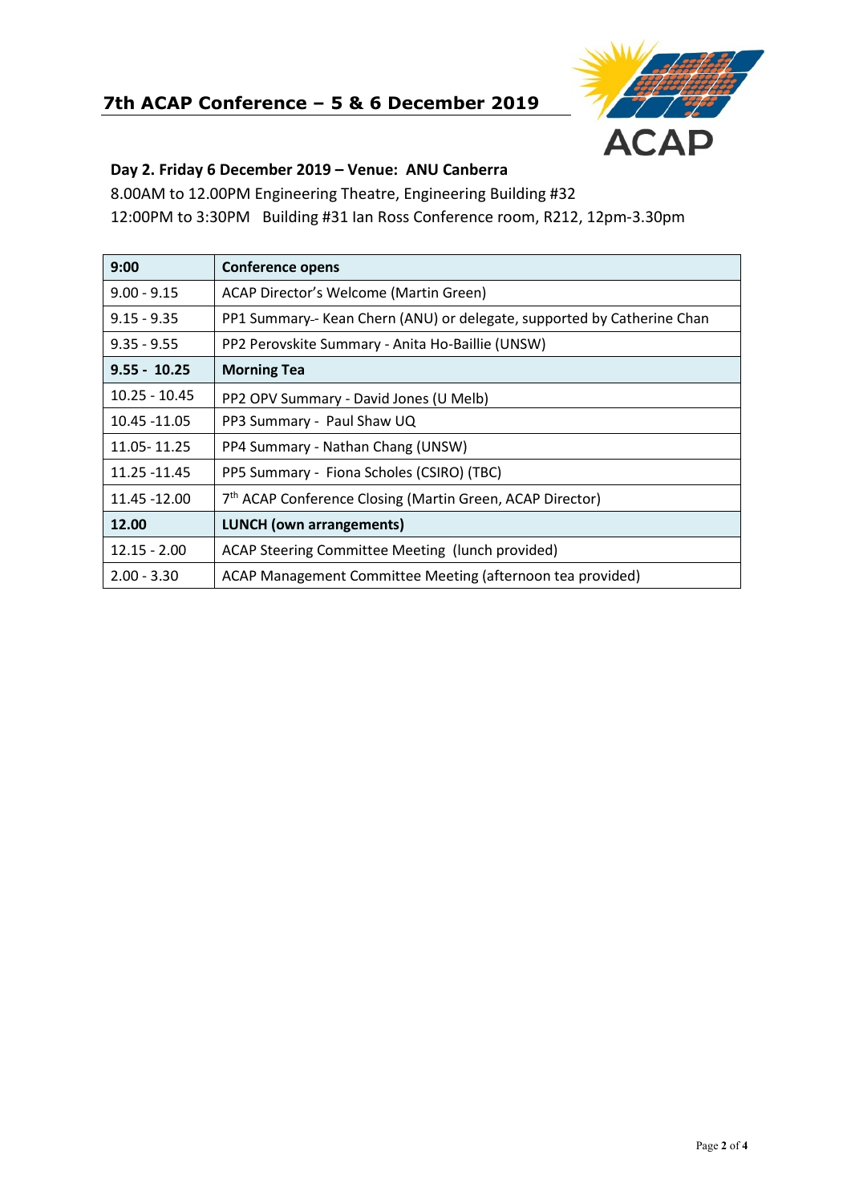# 7th ACAP Conference – 5 & 6 December 2019

**Day 2. Friday 6 December 2019 – Venue: ANU Canberra**

8.00AM to 12.00PM Engineering Theatre, Engineering Building #32

12:00PM to 3:30PM Building #31 Ian Ross Conference room, R212, 12pm-3.30pm

| **9:00** | **Conference opens** |
|---|---|
| 9.00 - 9.15 | ACAP Director's Welcome (Martin Green) |
| 9.15 - 9.35 | PP1 Summary-- Kean Chern (ANU) or delegate, supported by Catherine Chan |
| 9.35 - 9.55 | PP2 Perovskite Summary - Anita Ho-Baillie (UNSW) |
| **9.55 - 10.25** | **Morning Tea** |
| 10.25 - 10.45 | PP2 OPV Summary - David Jones (U Melb) |
| 10.45 -11.05 | PP3 Summary - Paul Shaw UQ |
| 11.05- 11.25 | PP4 Summary - Nathan Chang (UNSW) |
| 11.25 -11.45 | PP5 Summary - Fiona Scholes (CSIRO) (TBC) |
| 11.45 -12.00 | 7th ACAP Conference Closing (Martin Green, ACAP Director) |
| **12.00** | **LUNCH (own arrangements)** |
| 12.15 - 2.00 | ACAP Steering Committee Meeting (lunch provided) |
| 2.00 - 3.30 | ACAP Management Committee Meeting (afternoon tea provided) |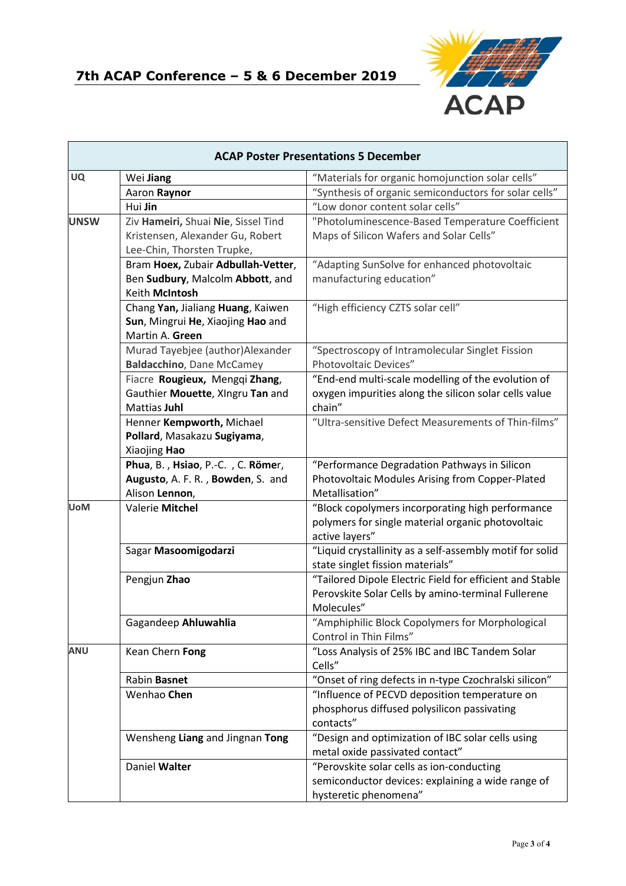## 7th ACAP Conference – 5 & 6 December 2019

| ACAP Poster Presentations 5 December | | |
|---|---|---|
| UQ | Wei **Jiang** | "Materials for organic homojunction solar cells" |
| | Aaron **Raynor** | "Synthesis of organic semiconductors for solar cells" |
| | Hui **Jin** | "Low donor content solar cells" |
| UNSW | Ziv **Hameiri,** Shuai **Nie**, Sissel Tind Kristensen, Alexander Gu, Robert Lee-Chin, Thorsten Trupke, | "Photoluminescence-Based Temperature Coefficient Maps of Silicon Wafers and Solar Cells" |
| | Bram **Hoex,** Zubair **Adbullah-Vetter**, Ben **Sudbury**, Malcolm **Abbott**, and Keith **McIntosh** | "Adapting SunSolve for enhanced photovoltaic manufacturing education" |
| | Chang **Yan,** Jialiang **Huang**, Kaiwen **Sun**, Mingrui **He**, Xiaojing **Hao** and Martin A. **Green** | "High efficiency CZTS solar cell" |
| | Murad Tayebjee (author)Alexander **Baldacchino**, Dane McCamey | "Spectroscopy of Intramolecular Singlet Fission Photovoltaic Devices" |
| | Fiacre **Rougieux,** Mengqi **Zhang**, Gauthier **Mouette**, XIngru **Tan** and Mattias **Juhl** | "End-end multi-scale modelling of the evolution of oxygen impurities along the silicon solar cells value chain" |
| | Henner **Kempworth,** Michael **Pollard**, Masakazu **Sugiyama**, Xiaojing **Hao** | "Ultra-sensitive Defect Measurements of Thin-films" |
| | **Phua**, B. , **Hsiao**, P.-C. , C. **Römer**, **Augusto**, A. F. R. , **Bowden**, S. and Alison **Lennon**, | "Performance Degradation Pathways in Silicon Photovoltaic Modules Arising from Copper-Plated Metallisation" |
| UoM | Valerie **Mitchel** | "Block copolymers incorporating high performance polymers for single material organic photovoltaic active layers" |
| | Sagar **Masoomigodarzi** | "Liquid crystallinity as a self-assembly motif for solid state singlet fission materials" |
| | Pengjun **Zhao** | "Tailored Dipole Electric Field for efficient and Stable Perovskite Solar Cells by amino-terminal Fullerene Molecules" |
| | Gagandeep **Ahluwahlia** | "Amphiphilic Block Copolymers for Morphological Control in Thin Films" |
| ANU | Kean Chern **Fong** | "Loss Analysis of 25% IBC and IBC Tandem Solar Cells" |
| | Rabin **Basnet** | "Onset of ring defects in n-type Czochralski silicon" |
| | Wenhao **Chen** | "Influence of PECVD deposition temperature on phosphorus diffused polysilicon passivating contacts" |
| | Wensheng **Liang** and Jingnan **Tong** | "Design and optimization of IBC solar cells using metal oxide passivated contact" |
| | Daniel **Walter** | "Perovskite solar cells as ion-conducting semiconductor devices: explaining a wide range of hysteretic phenomena" |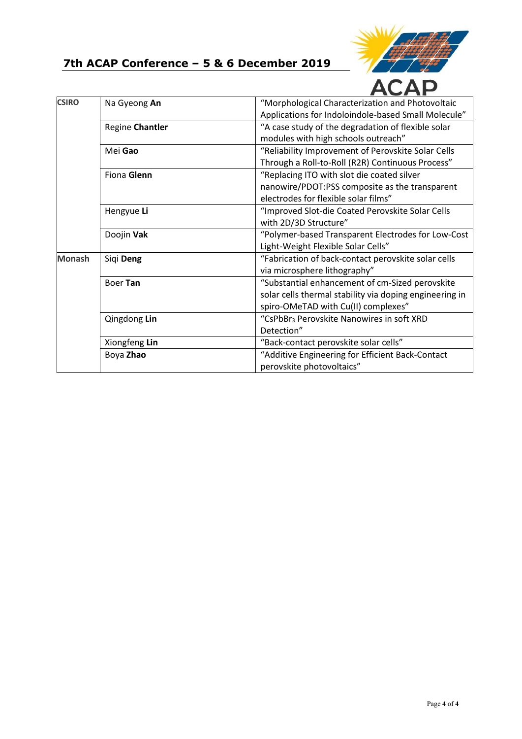| | | |
|---|---|---|
| **CSIRO** | Na Gyeong **An** | "Morphological Characterization and Photovoltaic Applications for Indoloindole-based Small Molecule" |
| | Regine **Chantler** | "A case study of the degradation of flexible solar modules with high schools outreach" |
| | Mei **Gao** | "Reliability Improvement of Perovskite Solar Cells Through a Roll-to-Roll (R2R) Continuous Process" |
| | Fiona **Glenn** | "Replacing ITO with slot die coated silver nanowire/PDOT:PSS composite as the transparent electrodes for flexible solar films" |
| | Hengyue **Li** | "Improved Slot-die Coated Perovskite Solar Cells with 2D/3D Structure" |
| | Doojin **Vak** | "Polymer-based Transparent Electrodes for Low-Cost Light-Weight Flexible Solar Cells" |
| **Monash** | Siqi **Deng** | "Fabrication of back-contact perovskite solar cells via microsphere lithography" |
| | Boer **Tan** | "Substantial enhancement of cm-Sized perovskite solar cells thermal stability via doping engineering in spiro-OMeTAD with Cu(II) complexes" |
| | Qingdong **Lin** | "$CsPbBr_3$ Perovskite Nanowires in soft XRD Detection" |
| | Xiongfeng **Lin** | "Back-contact perovskite solar cells" |
| | Boya **Zhao** | "Additive Engineering for Efficient Back-Contact perovskite photovoltaics" |